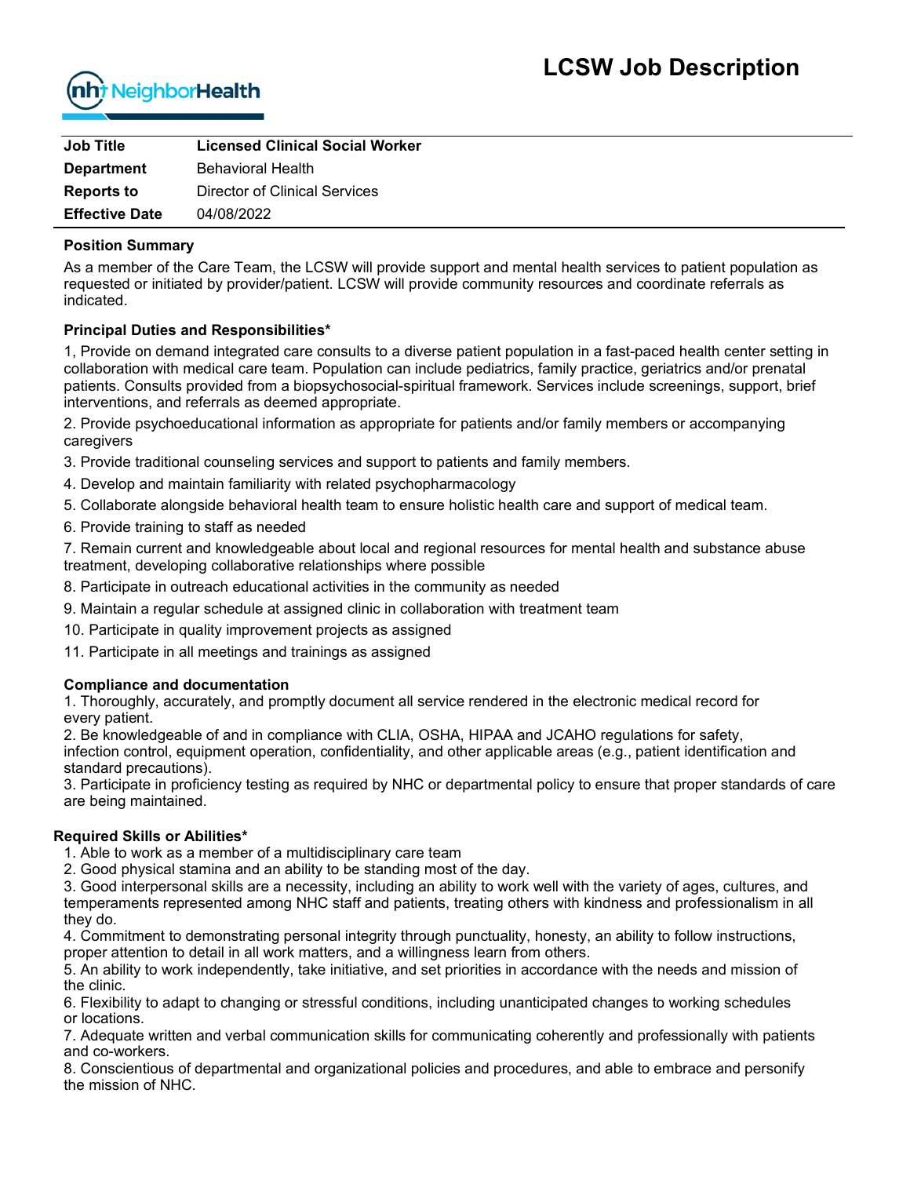NeighborHealth

# LCSW Job Description

| Job Title | **Licensed Clinical Social Worker** |
|---|---|
| **Department** | Behavioral Health |
| **Reports to** | Director of Clinical Services |
| **Effective Date** | 04/08/2022 |

**Position Summary**

As a member of the Care Team, the LCSW will provide support and mental health services to patient population as requested or initiated by provider/patient. LCSW will provide community resources and coordinate referrals as indicated.

**Principal Duties and Responsibilities***

1, Provide on demand integrated care consults to a diverse patient population in a fast-paced health center setting in collaboration with medical care team. Population can include pediatrics, family practice, geriatrics and/or prenatal patients. Consults provided from a biopsychosocial-spiritual framework. Services include screenings, support, brief interventions, and referrals as deemed appropriate.

2. Provide psychoeducational information as appropriate for patients and/or family members or accompanying caregivers

3. Provide traditional counseling services and support to patients and family members.

4. Develop and maintain familiarity with related psychopharmacology

5. Collaborate alongside behavioral health team to ensure holistic health care and support of medical team.

6. Provide training to staff as needed

7. Remain current and knowledgeable about local and regional resources for mental health and substance abuse treatment, developing collaborative relationships where possible

8. Participate in outreach educational activities in the community as needed

9. Maintain a regular schedule at assigned clinic in collaboration with treatment team

10. Participate in quality improvement projects as assigned

11. Participate in all meetings and trainings as assigned

**Compliance and documentation**

1. Thoroughly, accurately, and promptly document all service rendered in the electronic medical record for every patient.
2. Be knowledgeable of and in compliance with CLIA, OSHA, HIPAA and JCAHO regulations for safety, infection control, equipment operation, confidentiality, and other applicable areas (e.g., patient identification and standard precautions).
3. Participate in proficiency testing as required by NHC or departmental policy to ensure that proper standards of care are being maintained.

**Required Skills or Abilities***

1. Able to work as a member of a multidisciplinary care team
2. Good physical stamina and an ability to be standing most of the day.
3. Good interpersonal skills are a necessity, including an ability to work well with the variety of ages, cultures, and temperaments represented among NHC staff and patients, treating others with kindness and professionalism in all they do.
4. Commitment to demonstrating personal integrity through punctuality, honesty, an ability to follow instructions, proper attention to detail in all work matters, and a willingness learn from others.
5. An ability to work independently, take initiative, and set priorities in accordance with the needs and mission of the clinic.
6. Flexibility to adapt to changing or stressful conditions, including unanticipated changes to working schedules or locations.
7. Adequate written and verbal communication skills for communicating coherently and professionally with patients and co-workers.
8. Conscientious of departmental and organizational policies and procedures, and able to embrace and personify the mission of NHC.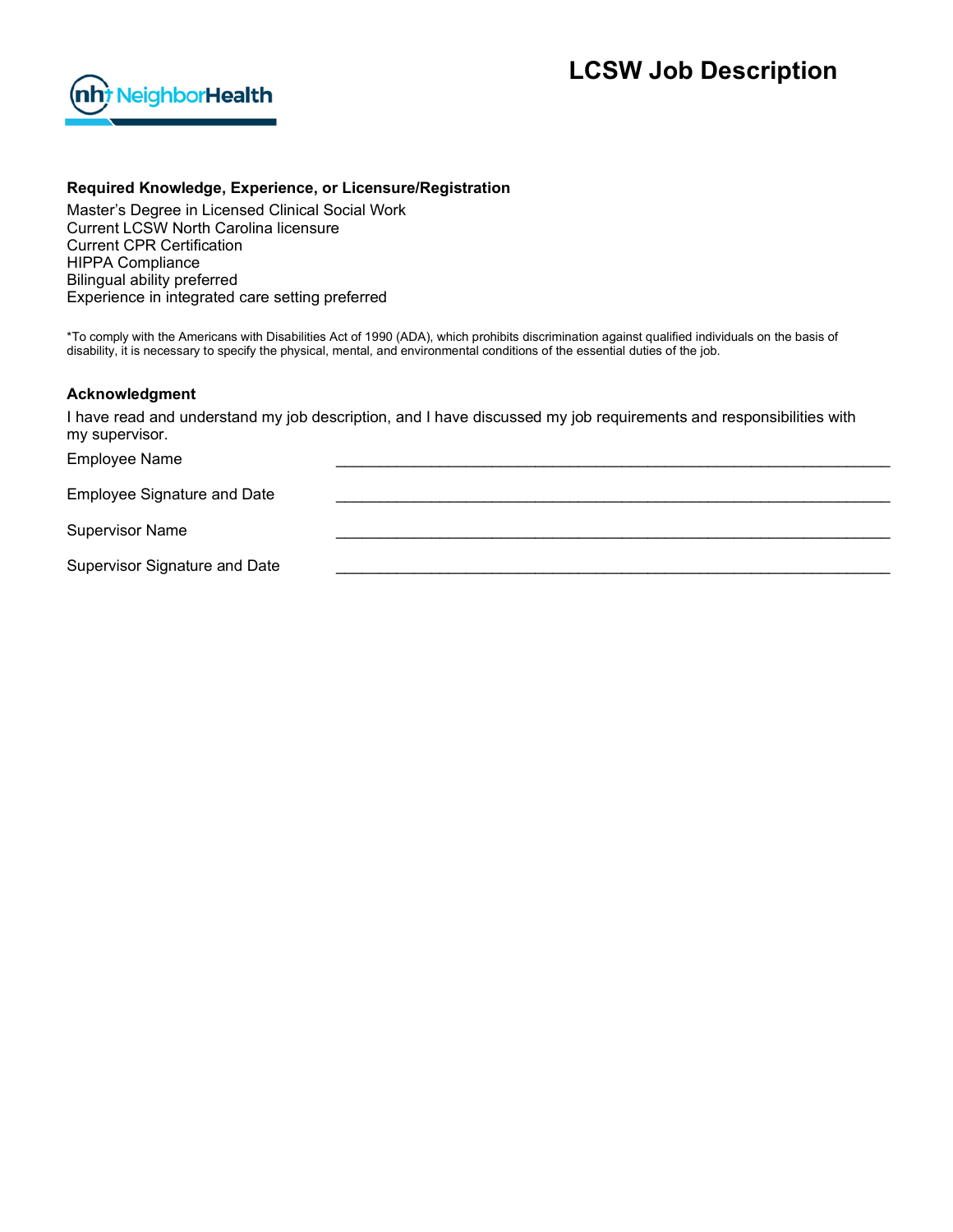# LCSW Job Description

### Required Knowledge, Experience, or Licensure/Registration

Master's Degree in Licensed Clinical Social Work
Current LCSW North Carolina licensure
Current CPR Certification
HIPPA Compliance
Bilingual ability preferred
Experience in integrated care setting preferred

*To comply with the Americans with Disabilities Act of 1990 (ADA), which prohibits discrimination against qualified individuals on the basis of disability, it is necessary to specify the physical, mental, and environmental conditions of the essential duties of the job.

### Acknowledgment

I have read and understand my job description, and I have discussed my job requirements and responsibilities with my supervisor.

Employee Name ______________________________________________________________

Employee Signature and Date ______________________________________________________________

Supervisor Name ______________________________________________________________

Supervisor Signature and Date ______________________________________________________________